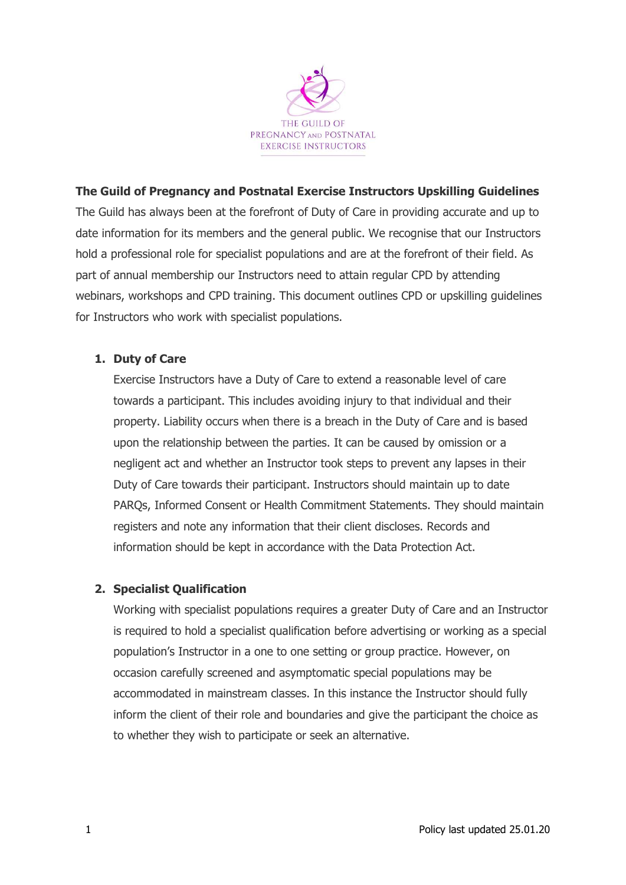THE GUILD OF PREGNANCY AND POSTNATAL EXERCISE INSTRUCTORS

# The Guild of Pregnancy and Postnatal Exercise Instructors Upskilling Guidelines

The Guild has always been at the forefront of Duty of Care in providing accurate and up to date information for its members and the general public. We recognise that our Instructors hold a professional role for specialist populations and are at the forefront of their field. As part of annual membership our Instructors need to attain regular CPD by attending webinars, workshops and CPD training. This document outlines CPD or upskilling guidelines for Instructors who work with specialist populations.

## 1. Duty of Care

Exercise Instructors have a Duty of Care to extend a reasonable level of care towards a participant. This includes avoiding injury to that individual and their property. Liability occurs when there is a breach in the Duty of Care and is based upon the relationship between the parties. It can be caused by omission or a negligent act and whether an Instructor took steps to prevent any lapses in their Duty of Care towards their participant. Instructors should maintain up to date PARQs, Informed Consent or Health Commitment Statements. They should maintain registers and note any information that their client discloses. Records and information should be kept in accordance with the Data Protection Act.

## 2. Specialist Qualification

Working with specialist populations requires a greater Duty of Care and an Instructor is required to hold a specialist qualification before advertising or working as a special population's Instructor in a one to one setting or group practice. However, on occasion carefully screened and asymptomatic special populations may be accommodated in mainstream classes. In this instance the Instructor should fully inform the client of their role and boundaries and give the participant the choice as to whether they wish to participate or seek an alternative.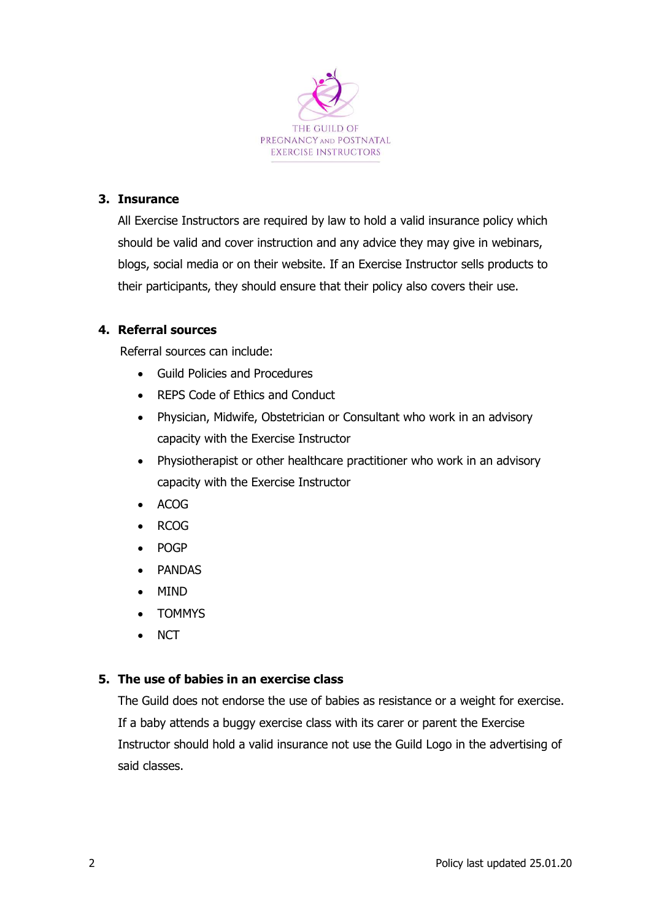### 3. Insurance

All Exercise Instructors are required by law to hold a valid insurance policy which should be valid and cover instruction and any advice they may give in webinars, blogs, social media or on their website. If an Exercise Instructor sells products to their participants, they should ensure that their policy also covers their use.

### 4. Referral sources

Referral sources can include:

- Guild Policies and Procedures
- REPS Code of Ethics and Conduct
- Physician, Midwife, Obstetrician or Consultant who work in an advisory capacity with the Exercise Instructor
- Physiotherapist or other healthcare practitioner who work in an advisory capacity with the Exercise Instructor
- ACOG
- RCOG
- POGP
- PANDAS
- MIND
- TOMMYS
- NCT

### 5. The use of babies in an exercise class

The Guild does not endorse the use of babies as resistance or a weight for exercise. If a baby attends a buggy exercise class with its carer or parent the Exercise Instructor should hold a valid insurance not use the Guild Logo in the advertising of said classes.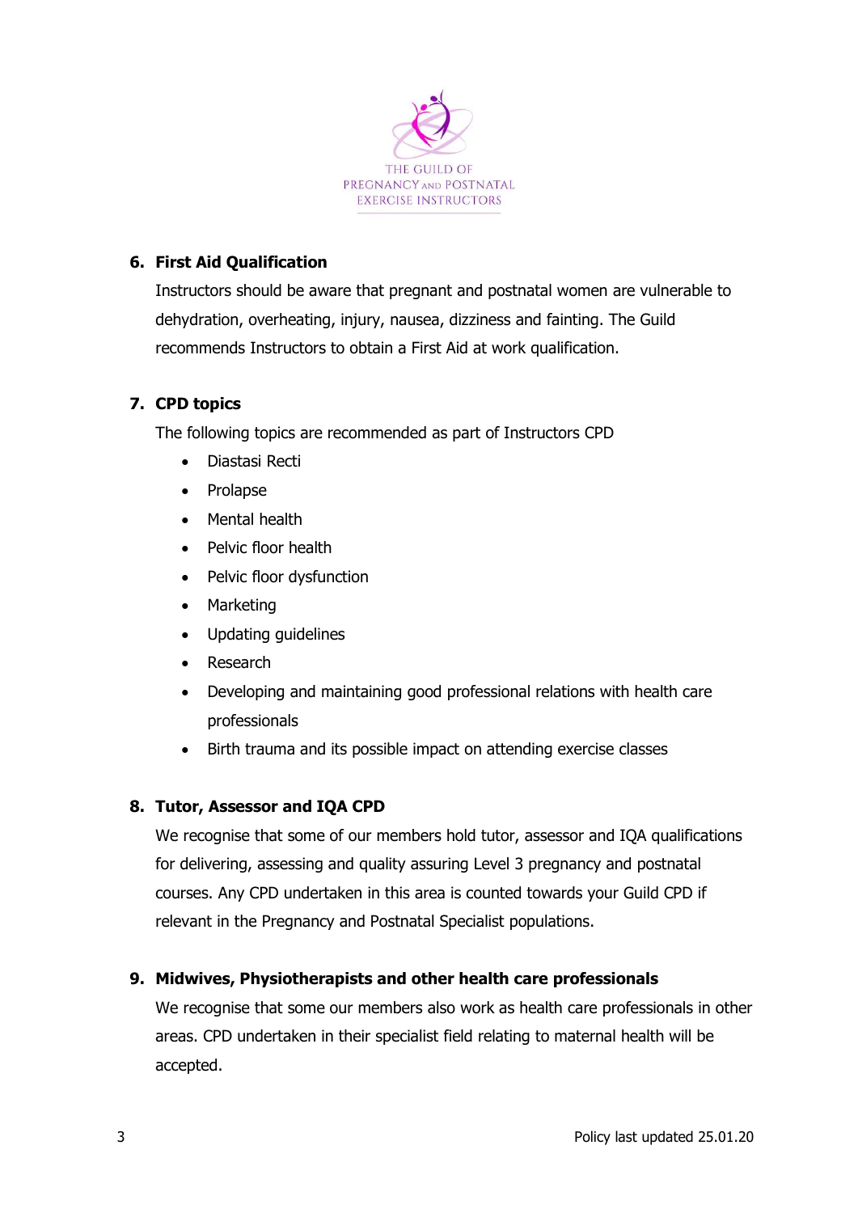THE GUILD OF PREGNANCY AND POSTNATAL EXERCISE INSTRUCTORS

6. **First Aid Qualification**

   Instructors should be aware that pregnant and postnatal women are vulnerable to dehydration, overheating, injury, nausea, dizziness and fainting. The Guild recommends Instructors to obtain a First Aid at work qualification.

7. **CPD topics**

   The following topics are recommended as part of Instructors CPD

   - Diastasi Recti
   - Prolapse
   - Mental health
   - Pelvic floor health
   - Pelvic floor dysfunction
   - Marketing
   - Updating guidelines
   - Research
   - Developing and maintaining good professional relations with health care professionals
   - Birth trauma and its possible impact on attending exercise classes

8. **Tutor, Assessor and IQA CPD**

   We recognise that some of our members hold tutor, assessor and IQA qualifications for delivering, assessing and quality assuring Level 3 pregnancy and postnatal courses. Any CPD undertaken in this area is counted towards your Guild CPD if relevant in the Pregnancy and Postnatal Specialist populations.

9. **Midwives, Physiotherapists and other health care professionals**

   We recognise that some our members also work as health care professionals in other areas. CPD undertaken in their specialist field relating to maternal health will be accepted.

Policy last updated 25.01.20